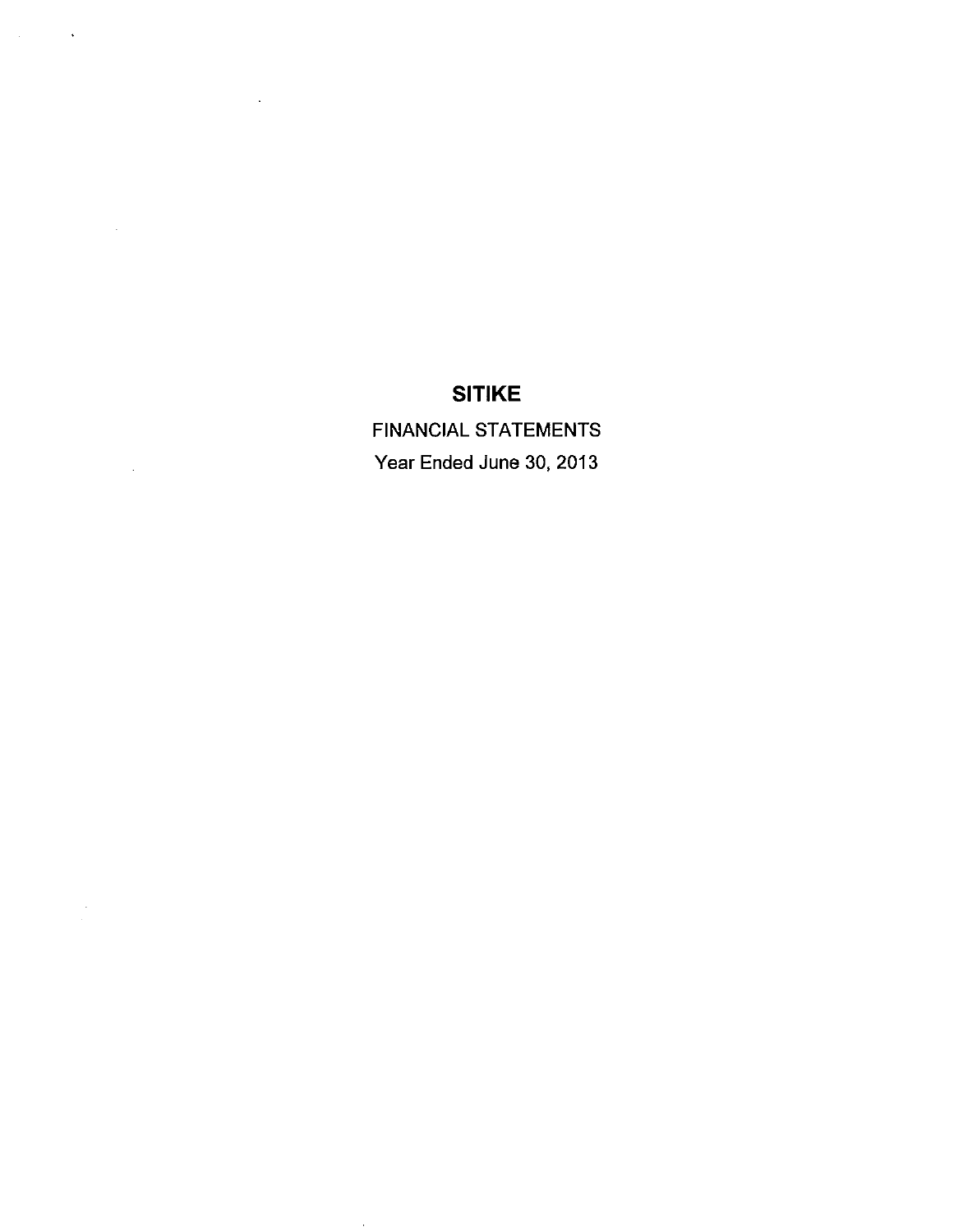# SITIKE

FINANCIAL STATEMENTS

Year Ended June 30, 2013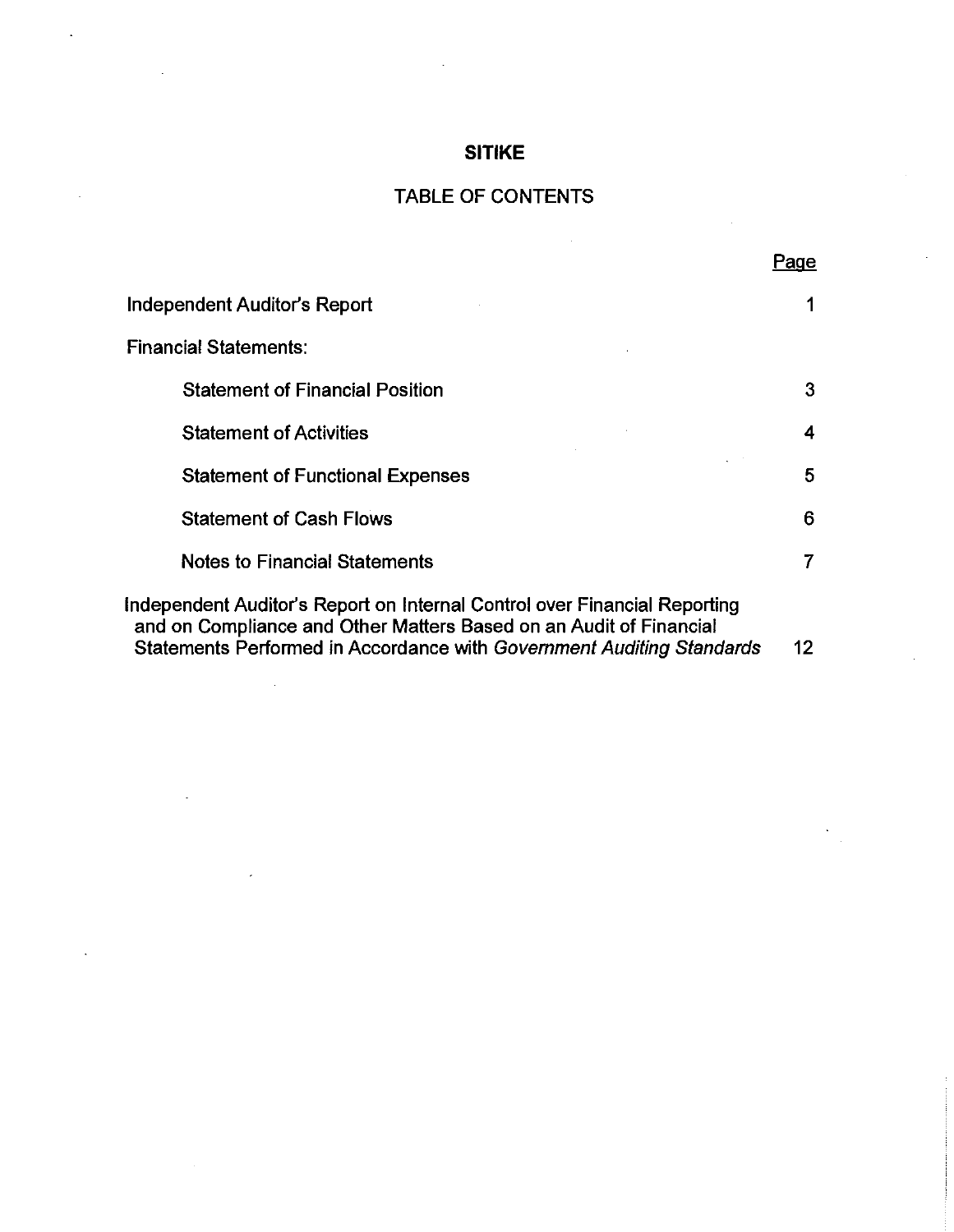# SITIKE

## TABLE OF CONTENTS

| | Page |
|---|---|
| Independent Auditor's Report | 1 |
| Financial Statements: | |
| Statement of Financial Position | 3 |
| Statement of Activities | 4 |
| Statement of Functional Expenses | 5 |
| Statement of Cash Flows | 6 |
| Notes to Financial Statements | 7 |
| Independent Auditor's Report on Internal Control over Financial Reporting and on Compliance and Other Matters Based on an Audit of Financial Statements Performed in Accordance with *Government Auditing Standards* | 12 |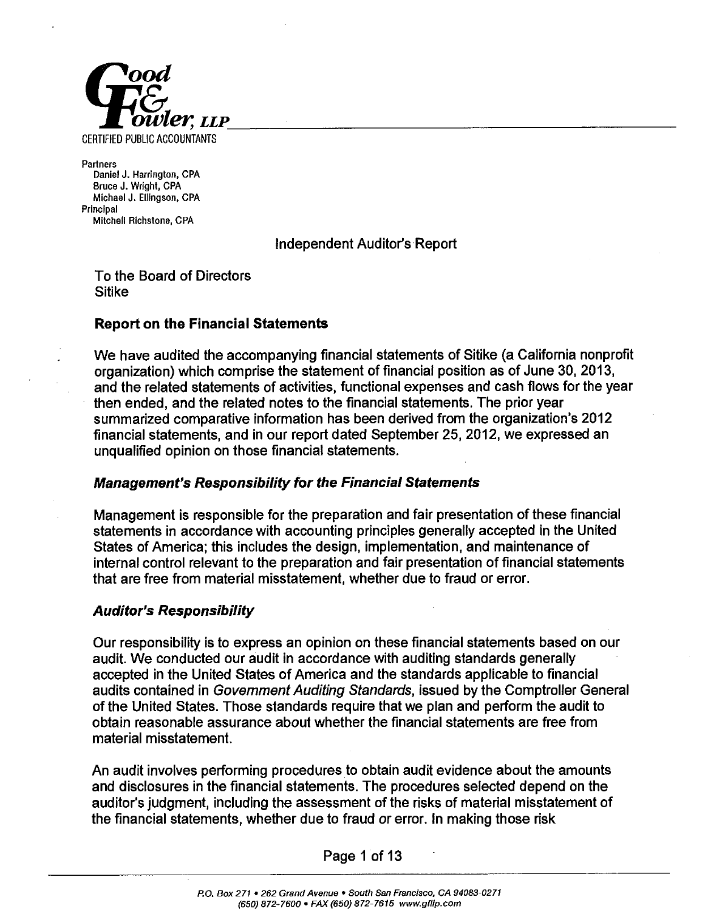Good & Fowler, LLP

CERTIFIED PUBLIC ACCOUNTANTS

Partners
Daniel J. Harrington, CPA
Bruce J. Wright, CPA
Michael J. Ellingson, CPA
Principal
Mitchell Richstone, CPA

# Independent Auditor's Report

To the Board of Directors
Sitike

## Report on the Financial Statements

We have audited the accompanying financial statements of Sitike (a California nonprofit organization) which comprise the statement of financial position as of June 30, 2013, and the related statements of activities, functional expenses and cash flows for the year then ended, and the related notes to the financial statements. The prior year summarized comparative information has been derived from the organization's 2012 financial statements, and in our report dated September 25, 2012, we expressed an unqualified opinion on those financial statements.

### *Management's Responsibility for the Financial Statements*

Management is responsible for the preparation and fair presentation of these financial statements in accordance with accounting principles generally accepted in the United States of America; this includes the design, implementation, and maintenance of internal control relevant to the preparation and fair presentation of financial statements that are free from material misstatement, whether due to fraud or error.

### *Auditor's Responsibility*

Our responsibility is to express an opinion on these financial statements based on our audit. We conducted our audit in accordance with auditing standards generally accepted in the United States of America and the standards applicable to financial audits contained in *Government Auditing Standards*, issued by the Comptroller General of the United States. Those standards require that we plan and perform the audit to obtain reasonable assurance about whether the financial statements are free from material misstatement.

An audit involves performing procedures to obtain audit evidence about the amounts and disclosures in the financial statements. The procedures selected depend on the auditor's judgment, including the assessment of the risks of material misstatement of the financial statements, whether due to fraud or error. In making those risk

P.O. Box 271 • 262 Grand Avenue • South San Francisco, CA 94083-0271
(650) 872-7600 • FAX (650) 872-7615 www.gfllp.com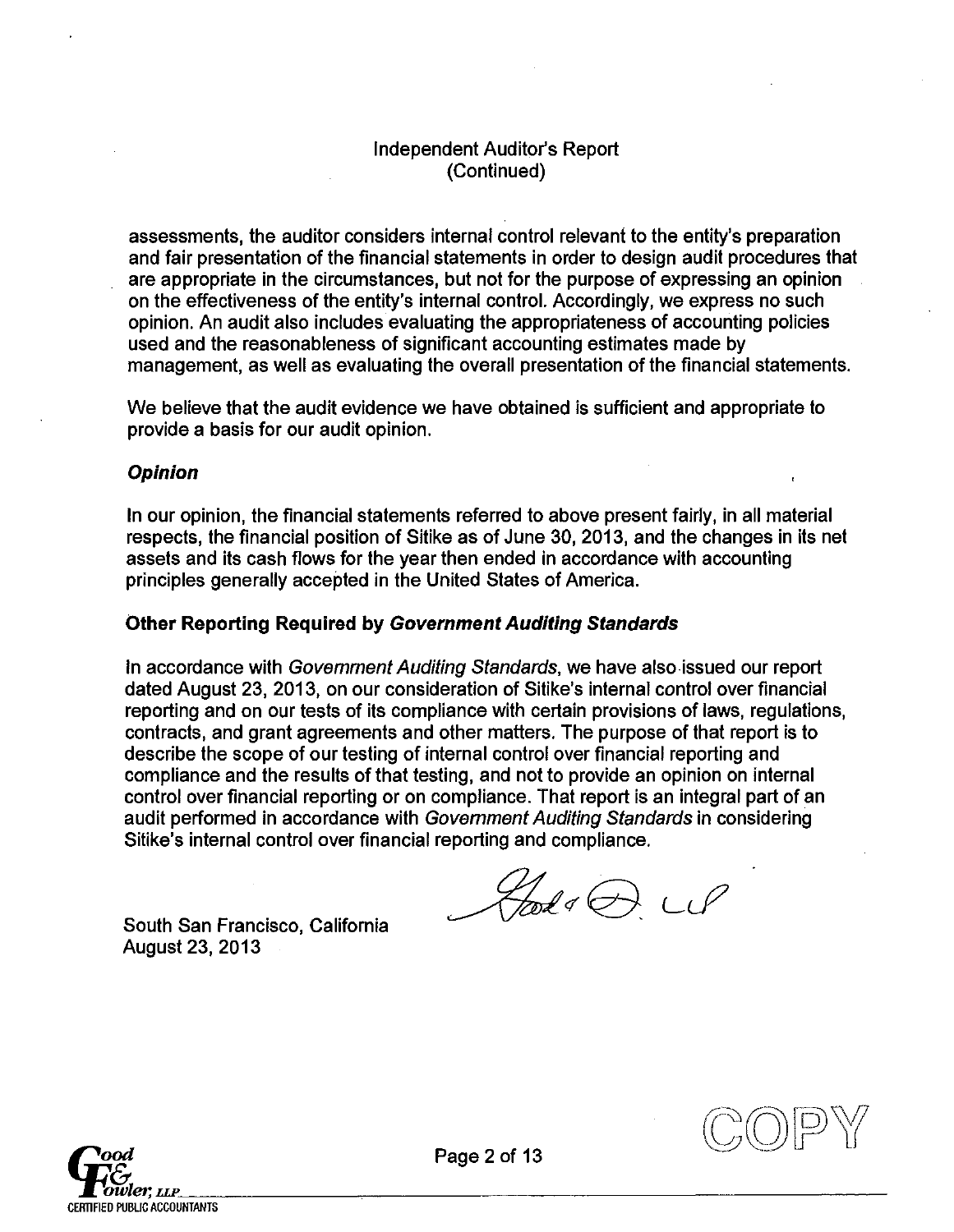Independent Auditor's Report
(Continued)

assessments, the auditor considers internal control relevant to the entity's preparation and fair presentation of the financial statements in order to design audit procedures that are appropriate in the circumstances, but not for the purpose of expressing an opinion on the effectiveness of the entity's internal control. Accordingly, we express no such opinion. An audit also includes evaluating the appropriateness of accounting policies used and the reasonableness of significant accounting estimates made by management, as well as evaluating the overall presentation of the financial statements.

We believe that the audit evidence we have obtained is sufficient and appropriate to provide a basis for our audit opinion.

***Opinion***

In our opinion, the financial statements referred to above present fairly, in all material respects, the financial position of Sitike as of June 30, 2013, and the changes in its net assets and its cash flows for the year then ended in accordance with accounting principles generally accepted in the United States of America.

**Other Reporting Required by *Government Auditing Standards***

In accordance with *Government Auditing Standards*, we have also issued our report dated August 23, 2013, on our consideration of Sitike's internal control over financial reporting and on our tests of its compliance with certain provisions of laws, regulations, contracts, and grant agreements and other matters. The purpose of that report is to describe the scope of our testing of internal control over financial reporting and compliance and the results of that testing, and not to provide an opinion on internal control over financial reporting or on compliance. That report is an integral part of an audit performed in accordance with *Government Auditing Standards* in considering Sitike's internal control over financial reporting and compliance.

Good & Fowler LLP

South San Francisco, California
August 23, 2013

COPY

Good & Fowler, LLP
CERTIFIED PUBLIC ACCOUNTANTS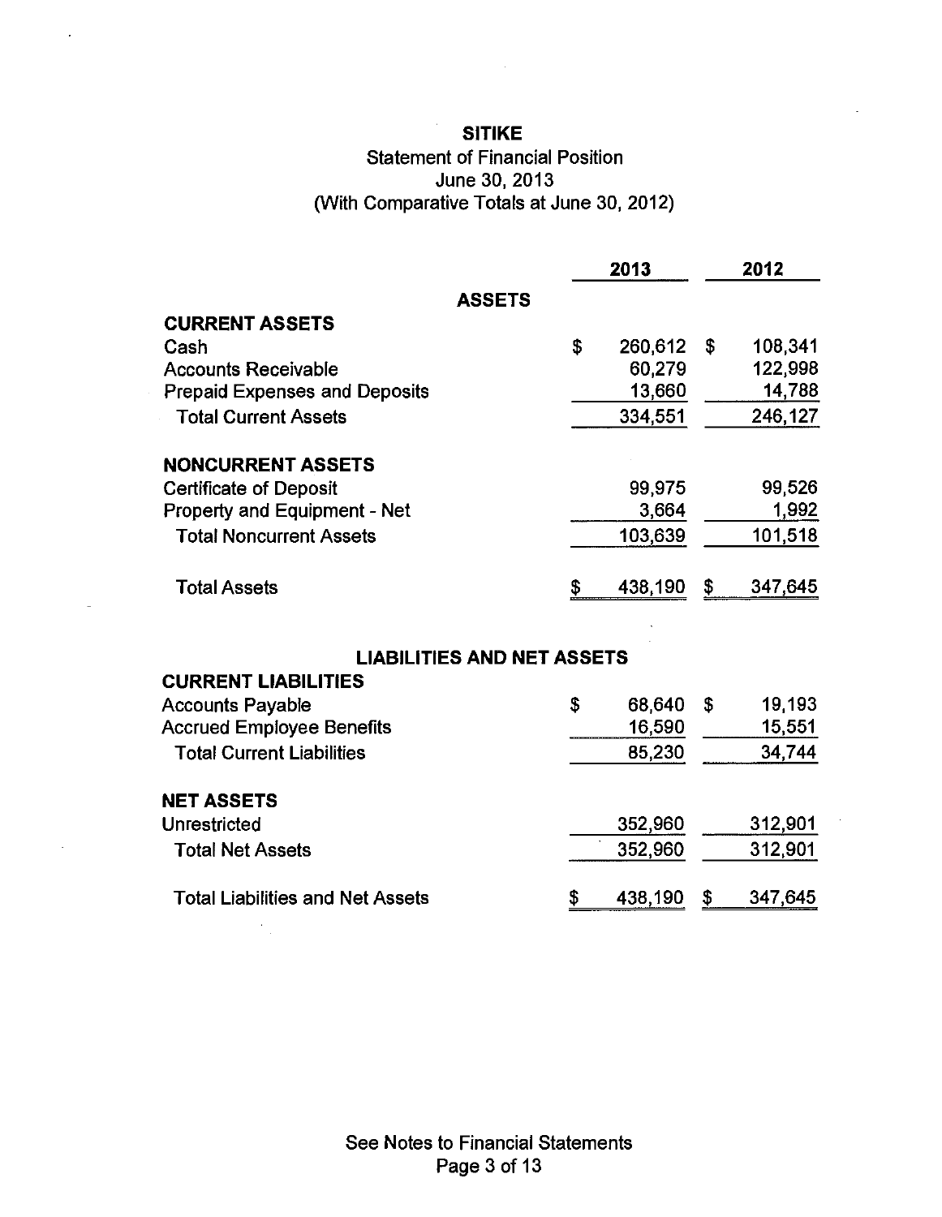# SITIKE

## Statement of Financial Position
June 30, 2013
(With Comparative Totals at June 30, 2012)

| | 2013 | 2012 |
|---|---|---|
| **ASSETS** | | |
| **CURRENT ASSETS** | | |
| Cash | $ 260,612 | $ 108,341 |
| Accounts Receivable | 60,279 | 122,998 |
| Prepaid Expenses and Deposits | 13,660 | 14,788 |
| Total Current Assets | 334,551 | 246,127 |
| **NONCURRENT ASSETS** | | |
| Certificate of Deposit | 99,975 | 99,526 |
| Property and Equipment - Net | 3,664 | 1,992 |
| Total Noncurrent Assets | 103,639 | 101,518 |
| Total Assets | $ 438,190 | $ 347,645 |
| **LIABILITIES AND NET ASSETS** | | |
| **CURRENT LIABILITIES** | | |
| Accounts Payable | $ 68,640 | $ 19,193 |
| Accrued Employee Benefits | 16,590 | 15,551 |
| Total Current Liabilities | 85,230 | 34,744 |
| **NET ASSETS** | | |
| Unrestricted | 352,960 | 312,901 |
| Total Net Assets | 352,960 | 312,901 |
| Total Liabilities and Net Assets | $ 438,190 | $ 347,645 |

See Notes to Financial Statements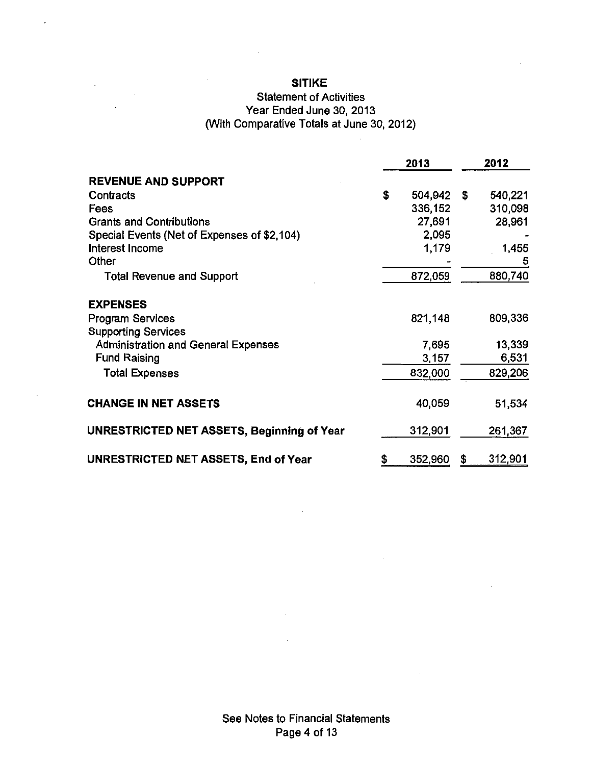# SITIKE

## Statement of Activities
## Year Ended June 30, 2013
## (With Comparative Totals at June 30, 2012)

| | 2013 | 2012 |
|---|---|---|
| **REVENUE AND SUPPORT** | | |
| Contracts | $ 504,942 | $ 540,221 |
| Fees | 336,152 | 310,098 |
| Grants and Contributions | 27,691 | 28,961 |
| Special Events (Net of Expenses of $2,104) | 2,095 | - |
| Interest Income | 1,179 | 1,455 |
| Other | - | 5 |
| Total Revenue and Support | 872,059 | 880,740 |
| **EXPENSES** | | |
| Program Services | 821,148 | 809,336 |
| Supporting Services | | |
| Administration and General Expenses | 7,695 | 13,339 |
| Fund Raising | 3,157 | 6,531 |
| Total Expenses | 832,000 | 829,206 |
| **CHANGE IN NET ASSETS** | 40,059 | 51,534 |
| **UNRESTRICTED NET ASSETS, Beginning of Year** | 312,901 | 261,367 |
| **UNRESTRICTED NET ASSETS, End of Year** | $ 352,960 | $ 312,901 |

See Notes to Financial Statements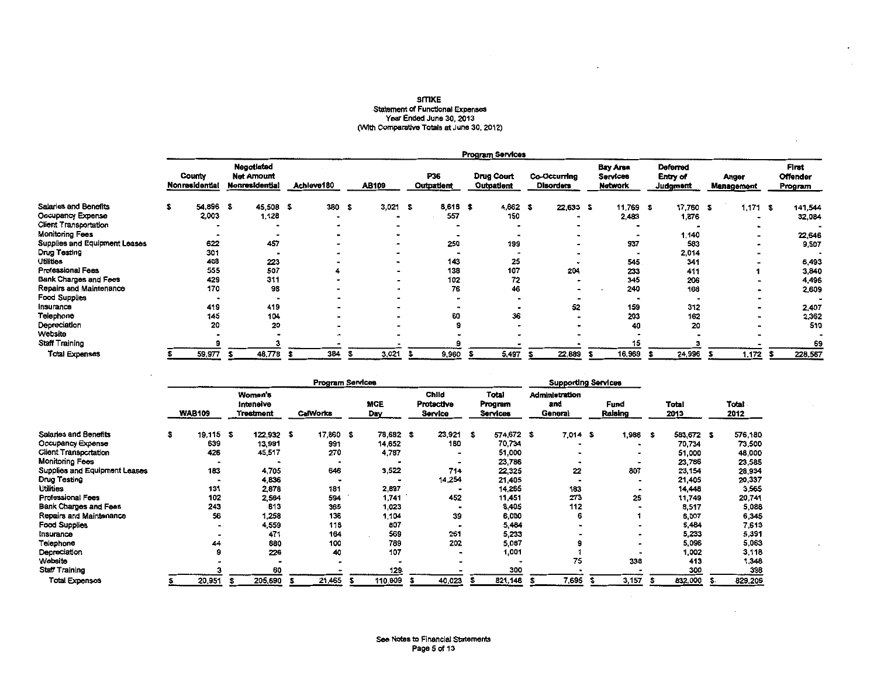# SITIKE

## Statement of Functional Expenses
### Year Ended June 30, 2013
### (With Comparative Totals at June 30, 2012)

| | Program Services | | | | | | | | | | |
|---|---|---|---|---|---|---|---|---|---|---|---|
| | County Nonresidential | Negotiated Net Amount Nonresidential | Achieve180 | AB109 | P36 Outpatient | Drug Court Outpatient | Co-Occurring Disorders | Bay Area Services Network | Deferred Entry of Judgment | Anger Management | First Offender Program |
| Salaries and Benefits | $ 54,896 | $ 45,508 | $ 380 | $ 3,021 | $ 8,618 | $ 4,862 | $ 22,633 | $ 11,769 | $ 17,760 | $ 1,171 | $ 141,544 |
| Occupancy Expense | 2,003 | 1,128 | - | - | 557 | 150 | - | 2,483 | 1,876 | - | 32,084 |
| Client Transportation | - | - | - | - | - | - | - | - | - | - | - |
| Monitoring Fees | - | - | - | - | - | - | - | - | 1,140 | - | 22,646 |
| Supplies and Equipment Leases | 622 | 457 | - | - | 250 | 199 | - | 937 | 583 | - | 9,507 |
| Drug Testing | 301 | - | - | - | - | - | - | - | 2,014 | - | - |
| Utilities | 408 | 223 | - | - | 143 | 25 | - | 545 | 341 | - | 6,493 |
| Professional Fees | 555 | 507 | 4 | - | 138 | 107 | 204 | 233 | 411 | 1 | 3,840 |
| Bank Charges and Fees | 429 | 311 | - | - | 102 | 72 | - | 345 | 206 | - | 4,496 |
| Repairs and Maintenance | 170 | 98 | - | - | 76 | 46 | - | 240 | 168 | - | 2,609 |
| Food Supplies | - | - | - | - | - | - | - | - | - | - | - |
| Insurance | 419 | 419 | - | - | - | - | 52 | 159 | 312 | - | 2,407 |
| Telephone | 145 | 104 | - | - | 60 | 36 | - | 203 | 162 | - | 2,362 |
| Depreciation | 20 | 20 | - | - | 9 | - | - | 40 | 20 | - | 510 |
| Website | - | - | - | - | - | - | - | - | - | - | - |
| Staff Training | 9 | 3 | - | - | 9 | - | - | 15 | 3 | - | 69 |
| Total Expenses | $ 59,977 | $ 48,778 | $ 384 | $ 3,021 | $ 9,960 | $ 5,497 | $ 22,889 | $ 16,969 | $ 24,996 | $ 1,172 | $ 228,567 |

| | Program Services | | | | | | Supporting Services | | | |
|---|---|---|---|---|---|---|---|---|---|---|
| | WAB109 | Women's Intensive Treatment | CalWorks | MCE Day | Child Protective Service | Total Program Services | Administration and General | Fund Raising | Total 2013 | Total 2012 |
| Salaries and Benefits | $ 19,115 | $ 122,932 | $ 17,860 | $ 78,682 | $ 23,921 | $ 574,672 | $ 7,014 | $ 1,986 | $ 583,672 | $ 576,180 |
| Occupancy Expense | 639 | 13,991 | 991 | 14,652 | 180 | 70,734 | - | - | 70,734 | 73,500 |
| Client Transportation | 426 | 45,517 | 270 | 4,787 | - | 51,000 | - | - | 51,000 | 48,000 |
| Monitoring Fees | - | - | - | - | - | 23,786 | - | - | 23,786 | 23,585 |
| Supplies and Equipment Leases | 183 | 4,705 | 646 | 3,522 | 714 | 22,325 | 22 | 807 | 23,154 | 28,934 |
| Drug Testing | - | 4,836 | - | - | 14,254 | 21,405 | - | - | 21,405 | 20,337 |
| Utilities | 131 | 2,878 | 181 | 2,897 | - | 14,265 | 183 | - | 14,448 | 3,565 |
| Professional Fees | 102 | 2,564 | 594 | 1,741 | 452 | 11,451 | 273 | 25 | 11,749 | 20,741 |
| Bank Charges and Fees | 243 | 813 | 365 | 1,023 | - | 8,405 | 112 | - | 8,517 | 5,088 |
| Repairs and Maintenance | 56 | 1,258 | 136 | 1,104 | 39 | 6,000 | 6 | 1 | 6,007 | 6,345 |
| Food Supplies | - | 4,559 | 118 | 807 | - | 5,484 | - | - | 5,484 | 7,613 |
| Insurance | - | 471 | 164 | 569 | 261 | 5,233 | - | - | 5,233 | 5,391 |
| Telephone | 44 | 880 | 100 | 789 | 202 | 5,087 | 9 | - | 5,096 | 5,063 |
| Depreciation | 9 | 226 | 40 | 107 | - | 1,001 | 1 | - | 1,002 | 3,118 |
| Website | - | - | - | - | - | - | 75 | 338 | 413 | 1,348 |
| Staff Training | 3 | 60 | - | 129 | - | 300 | - | - | 300 | 398 |
| Total Expenses | $ 20,951 | $ 205,690 | $ 21,465 | $ 110,809 | $ 40,023 | $ 821,148 | $ 7,695 | $ 3,157 | $ 832,000 | $ 829,206 |

See Notes to Financial Statements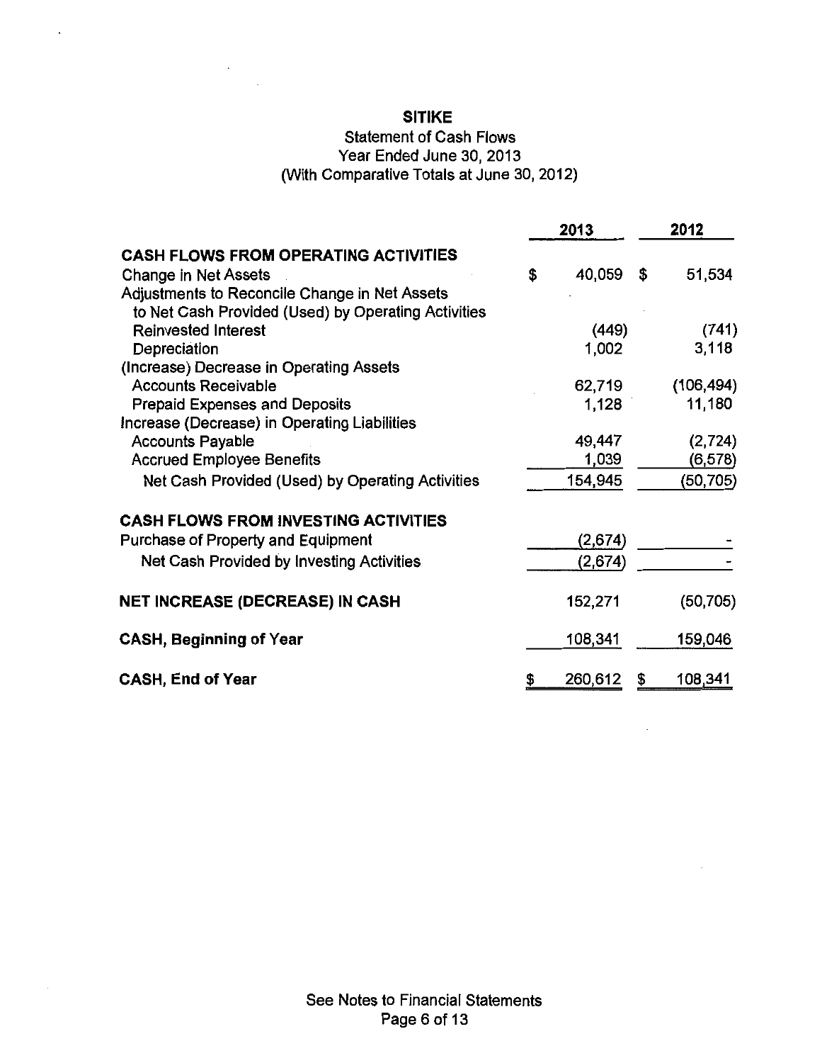# SITIKE

## Statement of Cash Flows
### Year Ended June 30, 2013
### (With Comparative Totals at June 30, 2012)

| | 2013 | 2012 |
|---|---|---|
| **CASH FLOWS FROM OPERATING ACTIVITIES** | | |
| Change in Net Assets | $ 40,059 | $ 51,534 |
| Adjustments to Reconcile Change in Net Assets to Net Cash Provided (Used) by Operating Activities | | |
| Reinvested Interest | (449) | (741) |
| Depreciation | 1,002 | 3,118 |
| (Increase) Decrease in Operating Assets | | |
| Accounts Receivable | 62,719 | (106,494) |
| Prepaid Expenses and Deposits | 1,128 | 11,180 |
| Increase (Decrease) in Operating Liabilities | | |
| Accounts Payable | 49,447 | (2,724) |
| Accrued Employee Benefits | 1,039 | (6,578) |
| Net Cash Provided (Used) by Operating Activities | 154,945 | (50,705) |
| **CASH FLOWS FROM INVESTING ACTIVITIES** | | |
| Purchase of Property and Equipment | (2,674) | - |
| Net Cash Provided by Investing Activities | (2,674) | - |
| **NET INCREASE (DECREASE) IN CASH** | 152,271 | (50,705) |
| **CASH, Beginning of Year** | 108,341 | 159,046 |
| **CASH, End of Year** | $ 260,612 | $ 108,341 |

See Notes to Financial Statements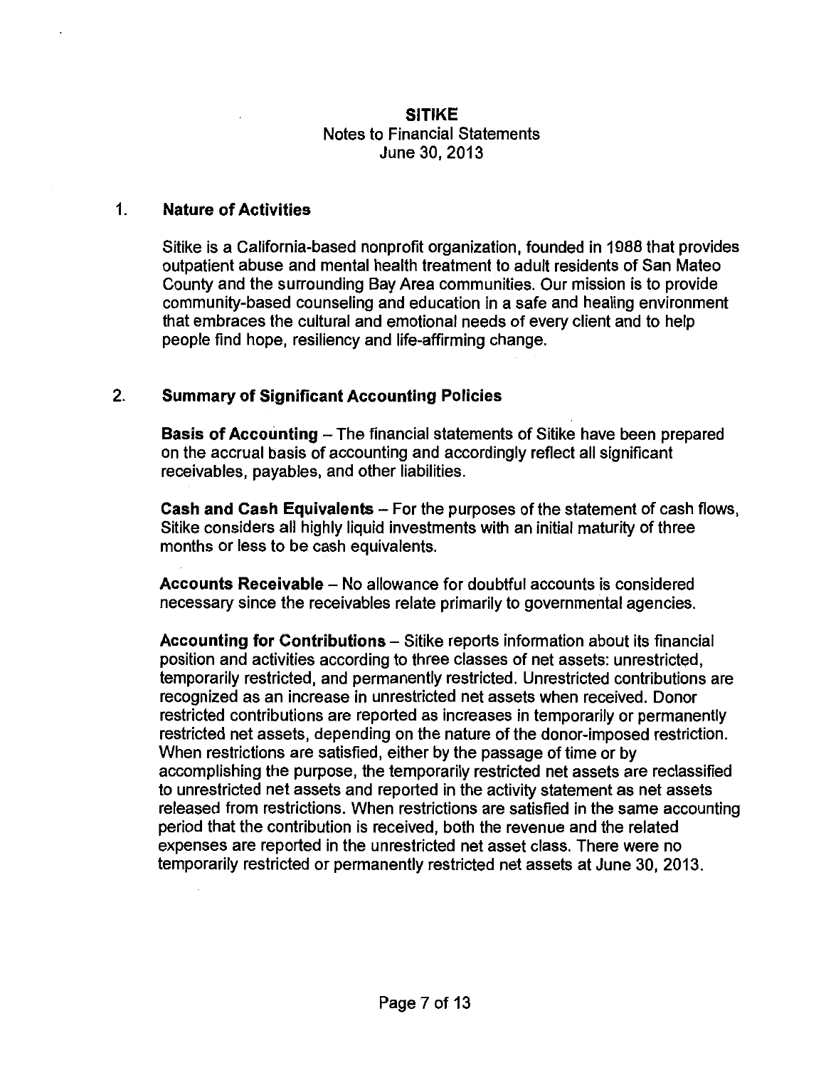# SITIKE

Notes to Financial Statements
June 30, 2013

## 1. Nature of Activities

Sitike is a California-based nonprofit organization, founded in 1988 that provides outpatient abuse and mental health treatment to adult residents of San Mateo County and the surrounding Bay Area communities. Our mission is to provide community-based counseling and education in a safe and healing environment that embraces the cultural and emotional needs of every client and to help people find hope, resiliency and life-affirming change.

## 2. Summary of Significant Accounting Policies

**Basis of Accounting** – The financial statements of Sitike have been prepared on the accrual basis of accounting and accordingly reflect all significant receivables, payables, and other liabilities.

**Cash and Cash Equivalents** – For the purposes of the statement of cash flows, Sitike considers all highly liquid investments with an initial maturity of three months or less to be cash equivalents.

**Accounts Receivable** – No allowance for doubtful accounts is considered necessary since the receivables relate primarily to governmental agencies.

**Accounting for Contributions** – Sitike reports information about its financial position and activities according to three classes of net assets: unrestricted, temporarily restricted, and permanently restricted. Unrestricted contributions are recognized as an increase in unrestricted net assets when received. Donor restricted contributions are reported as increases in temporarily or permanently restricted net assets, depending on the nature of the donor-imposed restriction. When restrictions are satisfied, either by the passage of time or by accomplishing the purpose, the temporarily restricted net assets are reclassified to unrestricted net assets and reported in the activity statement as net assets released from restrictions. When restrictions are satisfied in the same accounting period that the contribution is received, both the revenue and the related expenses are reported in the unrestricted net asset class. There were no temporarily restricted or permanently restricted net assets at June 30, 2013.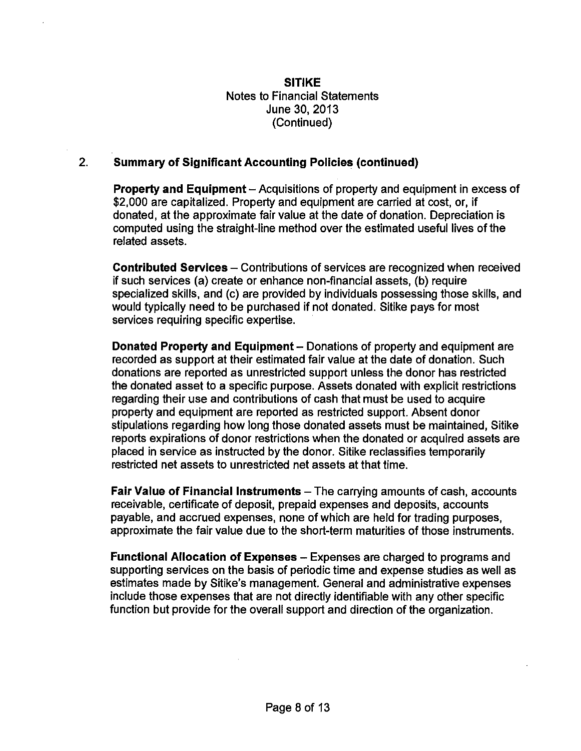**SITIKE**
Notes to Financial Statements
June 30, 2013
(Continued)

## 2. Summary of Significant Accounting Policies (continued)

**Property and Equipment** – Acquisitions of property and equipment in excess of $2,000 are capitalized. Property and equipment are carried at cost, or, if donated, at the approximate fair value at the date of donation. Depreciation is computed using the straight-line method over the estimated useful lives of the related assets.

**Contributed Services** – Contributions of services are recognized when received if such services (a) create or enhance non-financial assets, (b) require specialized skills, and (c) are provided by individuals possessing those skills, and would typically need to be purchased if not donated. Sitike pays for most services requiring specific expertise.

**Donated Property and Equipment** – Donations of property and equipment are recorded as support at their estimated fair value at the date of donation. Such donations are reported as unrestricted support unless the donor has restricted the donated asset to a specific purpose. Assets donated with explicit restrictions regarding their use and contributions of cash that must be used to acquire property and equipment are reported as restricted support. Absent donor stipulations regarding how long those donated assets must be maintained, Sitike reports expirations of donor restrictions when the donated or acquired assets are placed in service as instructed by the donor. Sitike reclassifies temporarily restricted net assets to unrestricted net assets at that time.

**Fair Value of Financial Instruments** – The carrying amounts of cash, accounts receivable, certificate of deposit, prepaid expenses and deposits, accounts payable, and accrued expenses, none of which are held for trading purposes, approximate the fair value due to the short-term maturities of those instruments.

**Functional Allocation of Expenses** – Expenses are charged to programs and supporting services on the basis of periodic time and expense studies as well as estimates made by Sitike's management. General and administrative expenses include those expenses that are not directly identifiable with any other specific function but provide for the overall support and direction of the organization.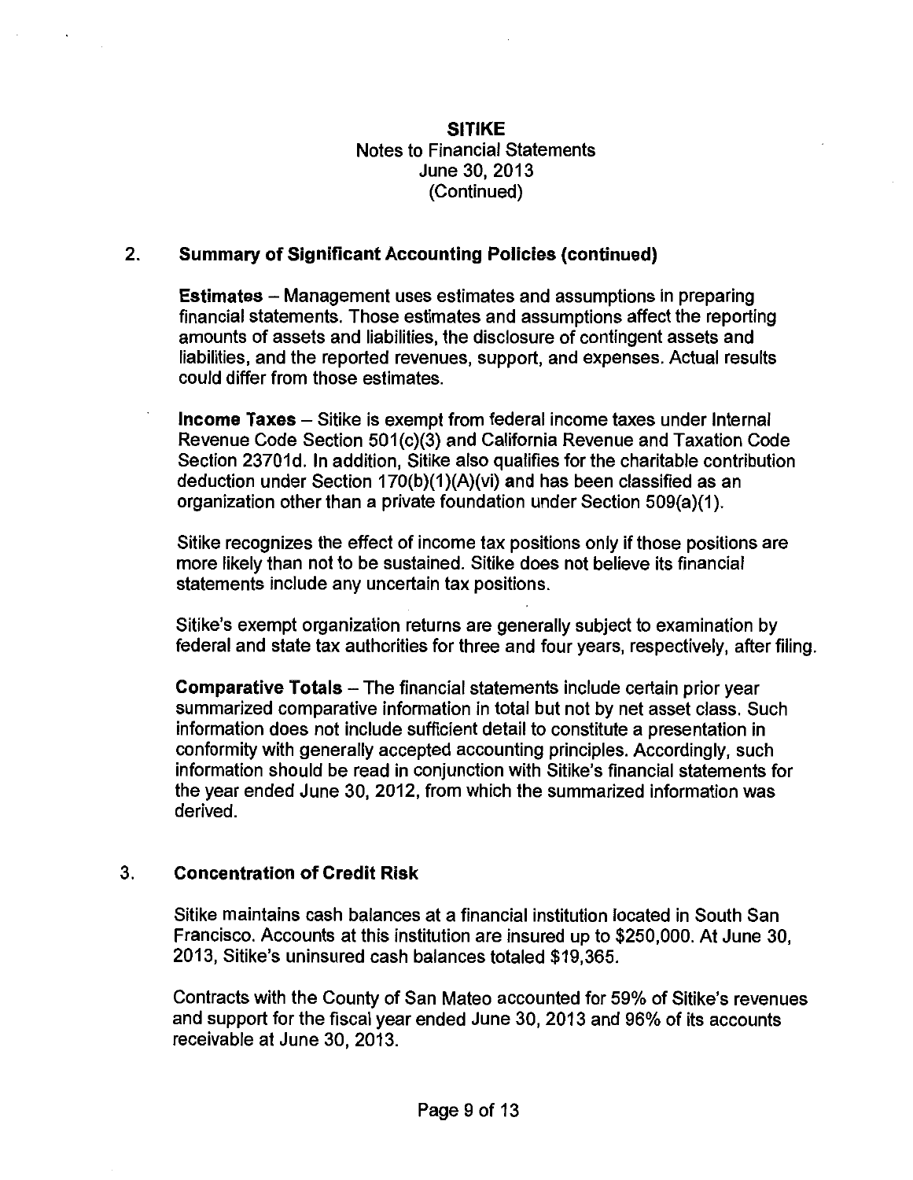## 2. Summary of Significant Accounting Policies (continued)

**Estimates** – Management uses estimates and assumptions in preparing financial statements. Those estimates and assumptions affect the reporting amounts of assets and liabilities, the disclosure of contingent assets and liabilities, and the reported revenues, support, and expenses. Actual results could differ from those estimates.

**Income Taxes** – Sitike is exempt from federal income taxes under Internal Revenue Code Section 501(c)(3) and California Revenue and Taxation Code Section 23701d. In addition, Sitike also qualifies for the charitable contribution deduction under Section 170(b)(1)(A)(vi) and has been classified as an organization other than a private foundation under Section 509(a)(1).

Sitike recognizes the effect of income tax positions only if those positions are more likely than not to be sustained. Sitike does not believe its financial statements include any uncertain tax positions.

Sitike's exempt organization returns are generally subject to examination by federal and state tax authorities for three and four years, respectively, after filing.

**Comparative Totals** – The financial statements include certain prior year summarized comparative information in total but not by net asset class. Such information does not include sufficient detail to constitute a presentation in conformity with generally accepted accounting principles. Accordingly, such information should be read in conjunction with Sitike's financial statements for the year ended June 30, 2012, from which the summarized information was derived.

## 3. Concentration of Credit Risk

Sitike maintains cash balances at a financial institution located in South San Francisco. Accounts at this institution are insured up to $250,000. At June 30, 2013, Sitike's uninsured cash balances totaled $19,365.

Contracts with the County of San Mateo accounted for 59% of Sitike's revenues and support for the fiscal year ended June 30, 2013 and 96% of its accounts receivable at June 30, 2013.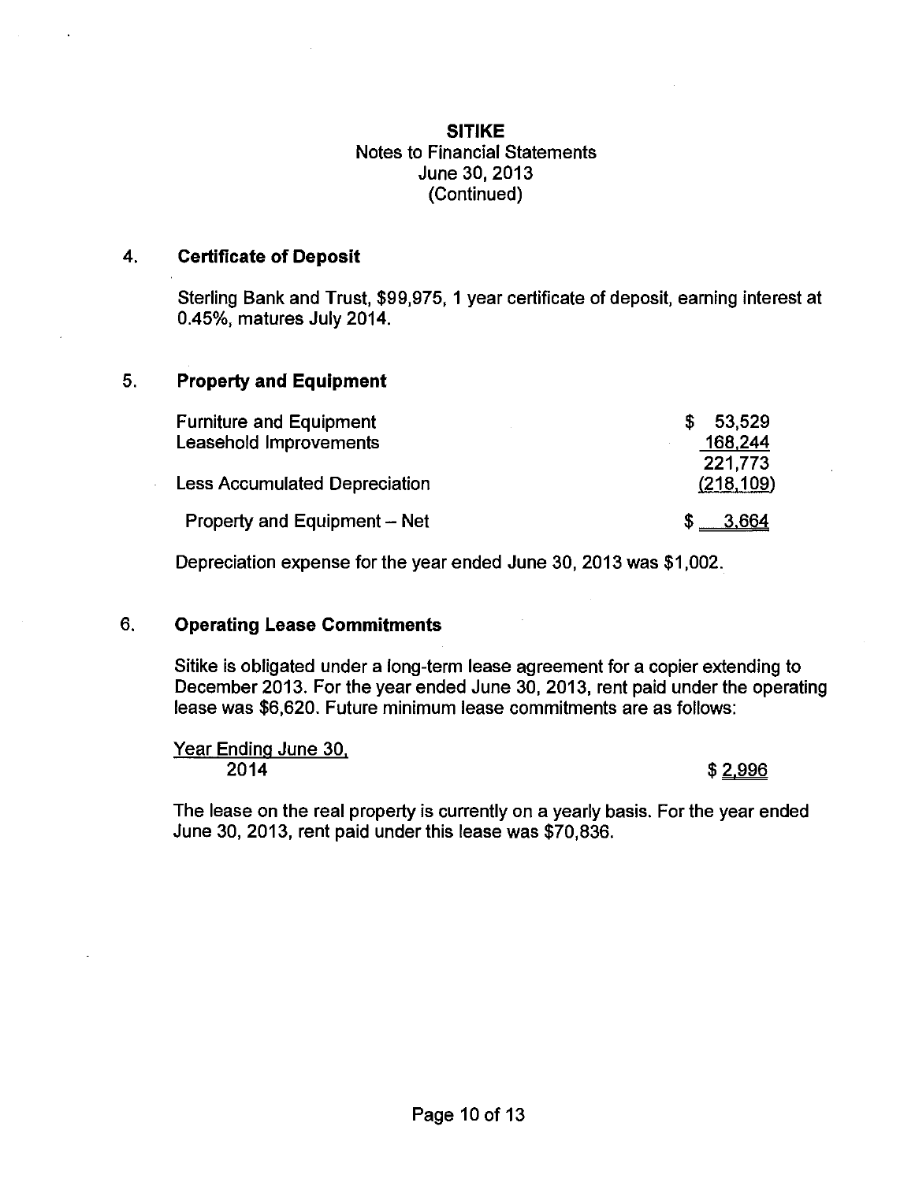**SITIKE**
Notes to Financial Statements
June 30, 2013
(Continued)

## 4. Certificate of Deposit

Sterling Bank and Trust, $99,975, 1 year certificate of deposit, earning interest at 0.45%, matures July 2014.

## 5. Property and Equipment

| | |
|---|---|
| Furniture and Equipment | $ 53,529 |
| Leasehold Improvements | 168,244 |
| | 221,773 |
| Less Accumulated Depreciation | (218,109) |
| Property and Equipment – Net | $ 3,664 |

Depreciation expense for the year ended June 30, 2013 was $1,002.

## 6. Operating Lease Commitments

Sitike is obligated under a long-term lease agreement for a copier extending to December 2013. For the year ended June 30, 2013, rent paid under the operating lease was $6,620. Future minimum lease commitments are as follows:

| Year Ending June 30, | |
|---|---|
| 2014 | $ 2,996 |

The lease on the real property is currently on a yearly basis. For the year ended June 30, 2013, rent paid under this lease was $70,836.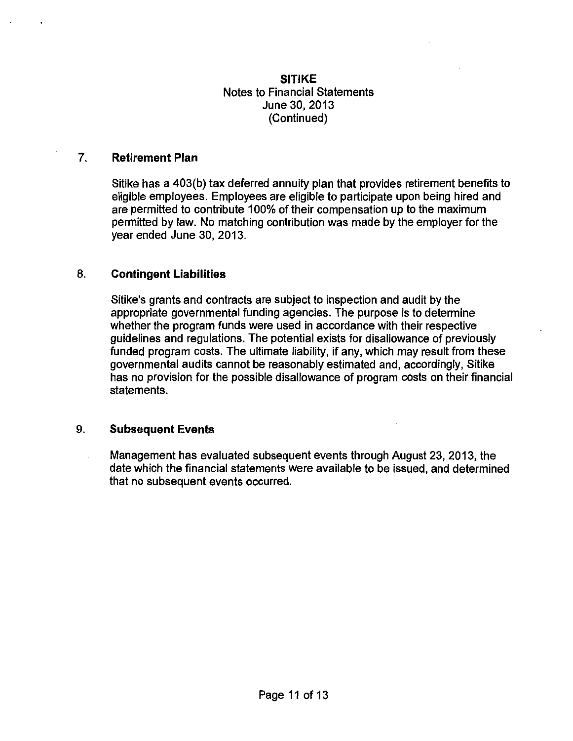**SITIKE**
Notes to Financial Statements
June 30, 2013
(Continued)

## 7. Retirement Plan

Sitike has a 403(b) tax deferred annuity plan that provides retirement benefits to eligible employees. Employees are eligible to participate upon being hired and are permitted to contribute 100% of their compensation up to the maximum permitted by law. No matching contribution was made by the employer for the year ended June 30, 2013.

## 8. Contingent Liabilities

Sitike's grants and contracts are subject to inspection and audit by the appropriate governmental funding agencies. The purpose is to determine whether the program funds were used in accordance with their respective guidelines and regulations. The potential exists for disallowance of previously funded program costs. The ultimate liability, if any, which may result from these governmental audits cannot be reasonably estimated and, accordingly, Sitike has no provision for the possible disallowance of program costs on their financial statements.

## 9. Subsequent Events

Management has evaluated subsequent events through August 23, 2013, the date which the financial statements were available to be issued, and determined that no subsequent events occurred.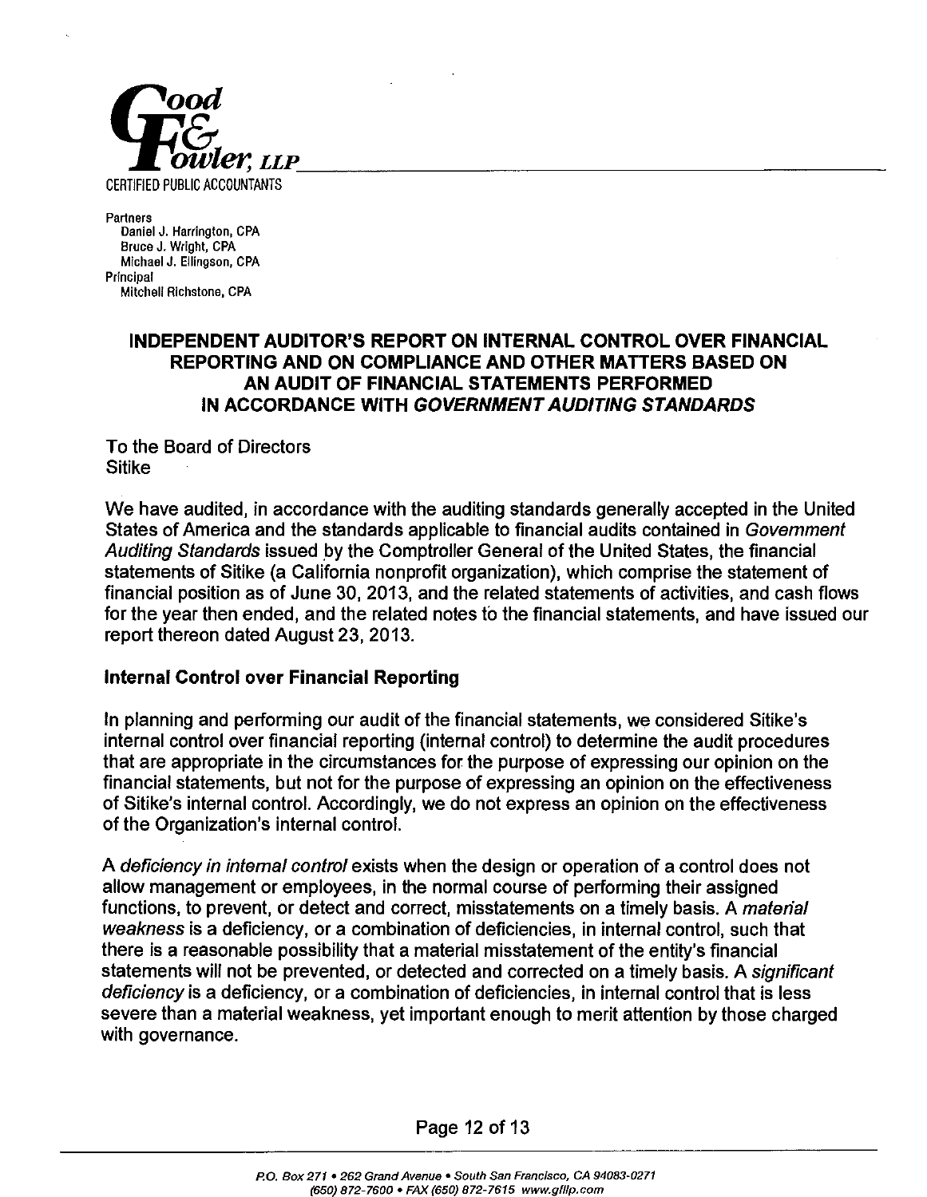**Good & Fowler, LLP**
CERTIFIED PUBLIC ACCOUNTANTS

Partners
Daniel J. Harrington, CPA
Bruce J. Wright, CPA
Michael J. Ellingson, CPA
Principal
Mitchell Richstone, CPA

# INDEPENDENT AUDITOR'S REPORT ON INTERNAL CONTROL OVER FINANCIAL REPORTING AND ON COMPLIANCE AND OTHER MATTERS BASED ON AN AUDIT OF FINANCIAL STATEMENTS PERFORMED IN ACCORDANCE WITH *GOVERNMENT AUDITING STANDARDS*

To the Board of Directors
Sitike

We have audited, in accordance with the auditing standards generally accepted in the United States of America and the standards applicable to financial audits contained in *Government Auditing Standards* issued by the Comptroller General of the United States, the financial statements of Sitike (a California nonprofit organization), which comprise the statement of financial position as of June 30, 2013, and the related statements of activities, and cash flows for the year then ended, and the related notes to the financial statements, and have issued our report thereon dated August 23, 2013.

## Internal Control over Financial Reporting

In planning and performing our audit of the financial statements, we considered Sitike's internal control over financial reporting (internal control) to determine the audit procedures that are appropriate in the circumstances for the purpose of expressing our opinion on the financial statements, but not for the purpose of expressing an opinion on the effectiveness of Sitike's internal control. Accordingly, we do not express an opinion on the effectiveness of the Organization's internal control.

A *deficiency in internal control* exists when the design or operation of a control does not allow management or employees, in the normal course of performing their assigned functions, to prevent, or detect and correct, misstatements on a timely basis. A *material weakness* is a deficiency, or a combination of deficiencies, in internal control, such that there is a reasonable possibility that a material misstatement of the entity's financial statements will not be prevented, or detected and corrected on a timely basis. A *significant deficiency* is a deficiency, or a combination of deficiencies, in internal control that is less severe than a material weakness, yet important enough to merit attention by those charged with governance.

*P.O. Box 271 • 262 Grand Avenue • South San Francisco, CA 94083-0271*
*(650) 872-7600 • FAX (650) 872-7615 www.gfllp.com*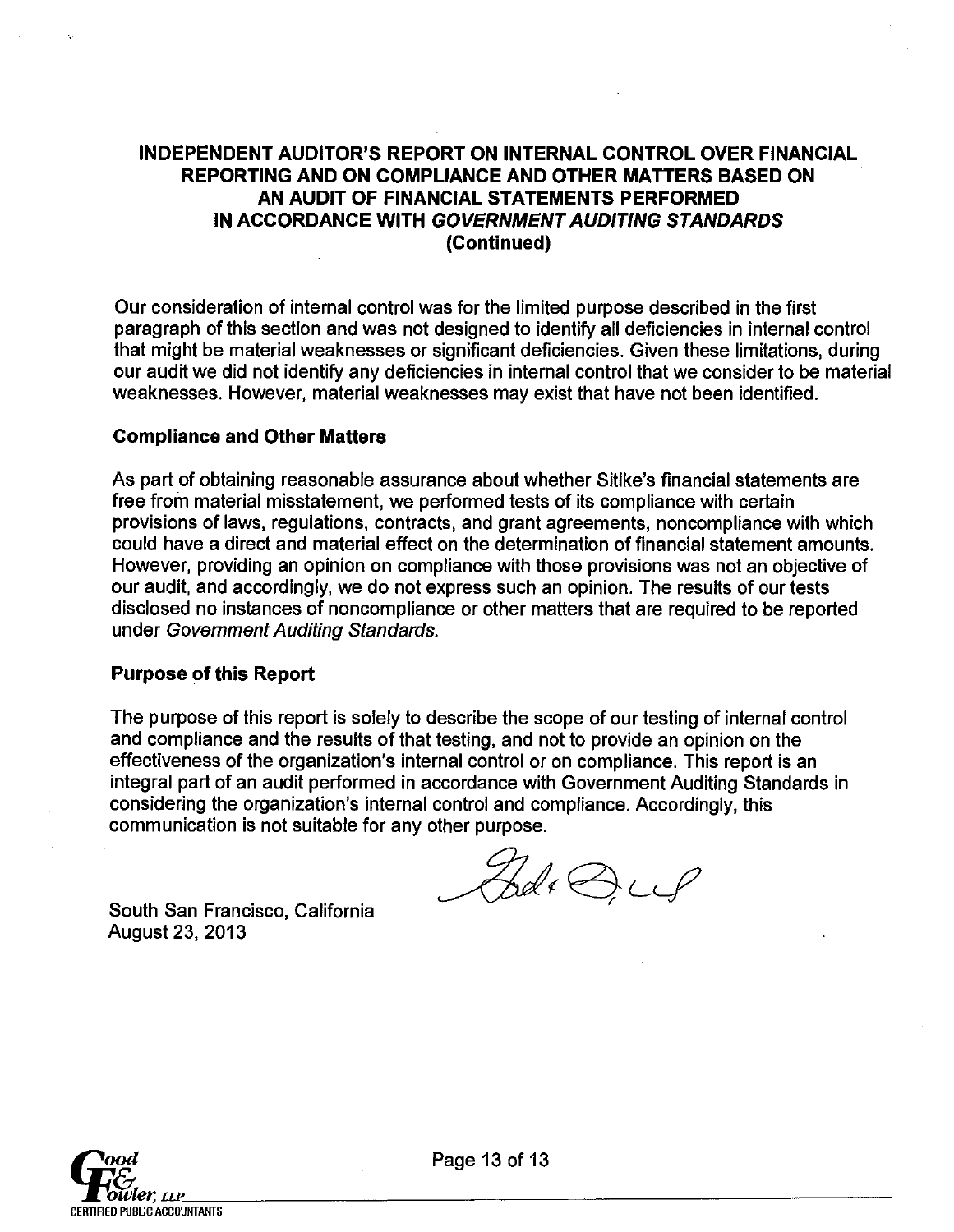# INDEPENDENT AUDITOR'S REPORT ON INTERNAL CONTROL OVER FINANCIAL REPORTING AND ON COMPLIANCE AND OTHER MATTERS BASED ON AN AUDIT OF FINANCIAL STATEMENTS PERFORMED IN ACCORDANCE WITH *GOVERNMENT AUDITING STANDARDS* (Continued)

Our consideration of internal control was for the limited purpose described in the first paragraph of this section and was not designed to identify all deficiencies in internal control that might be material weaknesses or significant deficiencies. Given these limitations, during our audit we did not identify any deficiencies in internal control that we consider to be material weaknesses. However, material weaknesses may exist that have not been identified.

## Compliance and Other Matters

As part of obtaining reasonable assurance about whether Sitike's financial statements are free from material misstatement, we performed tests of its compliance with certain provisions of laws, regulations, contracts, and grant agreements, noncompliance with which could have a direct and material effect on the determination of financial statement amounts. However, providing an opinion on compliance with those provisions was not an objective of our audit, and accordingly, we do not express such an opinion. The results of our tests disclosed no instances of noncompliance or other matters that are required to be reported under *Government Auditing Standards.*

## Purpose of this Report

The purpose of this report is solely to describe the scope of our testing of internal control and compliance and the results of that testing, and not to provide an opinion on the effectiveness of the organization's internal control or on compliance. This report is an integral part of an audit performed in accordance with Government Auditing Standards in considering the organization's internal control and compliance. Accordingly, this communication is not suitable for any other purpose.

Good & Fowler, LLP

South San Francisco, California
August 23, 2013